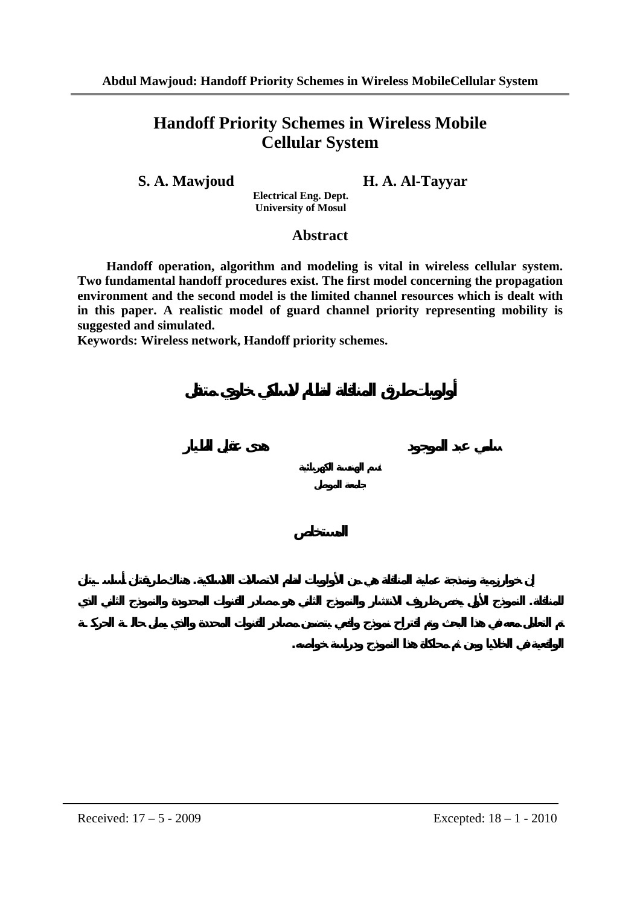# Handoff Priority Schemes in Wireless Mobile Cellular System

**S. A. Mawjoud** **H. A. Al-Tayyar**

**Electrical Eng. Dept.**
**University of Mosul**

## Abstract

**Handoff operation, algorithm and modeling is vital in wireless cellular system. Two fundamental handoff procedures exist. The first model concerning the propagation environment and the second model is the limited channel resources which is dealt with in this paper. A realistic model of guard channel priority representing mobility is suggested and simulated.**

**Keywords: Wireless network, Handoff priority schemes.**

# أولويات طرق المناقلة لنظام لاسلكي خلوي متنقل

**سامي عبد الموجود** **هدى عقيل الطيار**

**قسم الهندسة الكهربائية**
**جامعة الموصل**

## المستخلص

إن خوارزمية ونمذجة عملية المناقلة هي من الأولويات لنظام الاتصالات اللاسلكية. هناك طريقتان أساسيتان للمناقلة. النموذج الأول يخص ظروف الانتشار والنموذج الثاني هو مصادر القنوات المحدودة والنموذج الثاني الذي تم التعامل معه في هذا البحث وتم اقتراح نموذج واقعي يتضمن مصادر القنوات المحددة والذي يمثل حالة الحركة الواقعية في الخلايا ومن ثم محاكاة هذا النموذج ودراسة خواصه.

Received: 17 – 5 - 2009 Excepted: 18 – 1 - 2010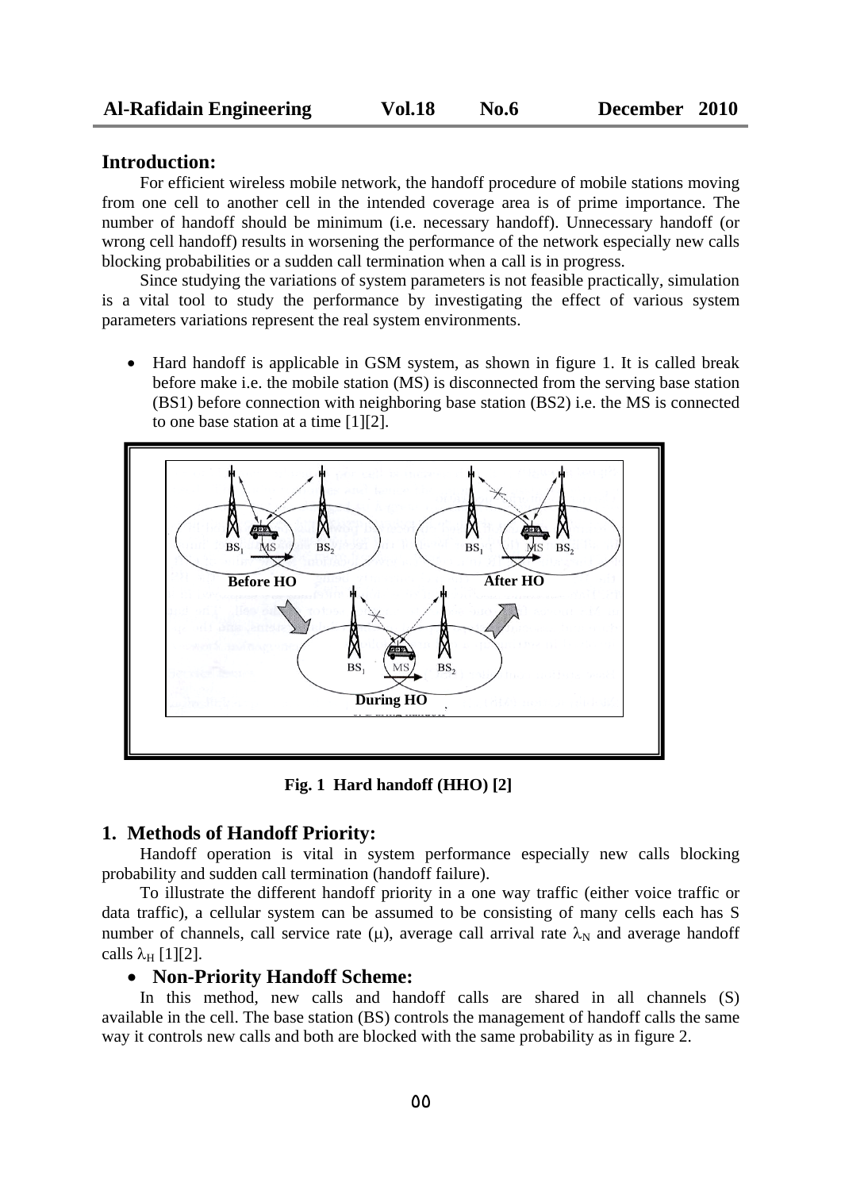## Introduction:

For efficient wireless mobile network, the handoff procedure of mobile stations moving from one cell to another cell in the intended coverage area is of prime importance. The number of handoff should be minimum (i.e. necessary handoff). Unnecessary handoff (or wrong cell handoff) results in worsening the performance of the network especially new calls blocking probabilities or a sudden call termination when a call is in progress.

Since studying the variations of system parameters is not feasible practically, simulation is a vital tool to study the performance by investigating the effect of various system parameters variations represent the real system environments.

- Hard handoff is applicable in GSM system, as shown in figure 1. It is called break before make i.e. the mobile station (MS) is disconnected from the serving base station (BS1) before connection with neighboring base station (BS2) i.e. the MS is connected to one base station at a time [1][2].

**Fig. 1 Hard handoff (HHO) [2]**

## 1. Methods of Handoff Priority:

Handoff operation is vital in system performance especially new calls blocking probability and sudden call termination (handoff failure).

To illustrate the different handoff priority in a one way traffic (either voice traffic or data traffic), a cellular system can be assumed to be consisting of many cells each has S number of channels, call service rate ($\mu$), average call arrival rate $\lambda_N$ and average handoff calls $\lambda_H$ [1][2].

- **Non-Priority Handoff Scheme:**

In this method, new calls and handoff calls are shared in all channels (S) available in the cell. The base station (BS) controls the management of handoff calls the same way it controls new calls and both are blocked with the same probability as in figure 2.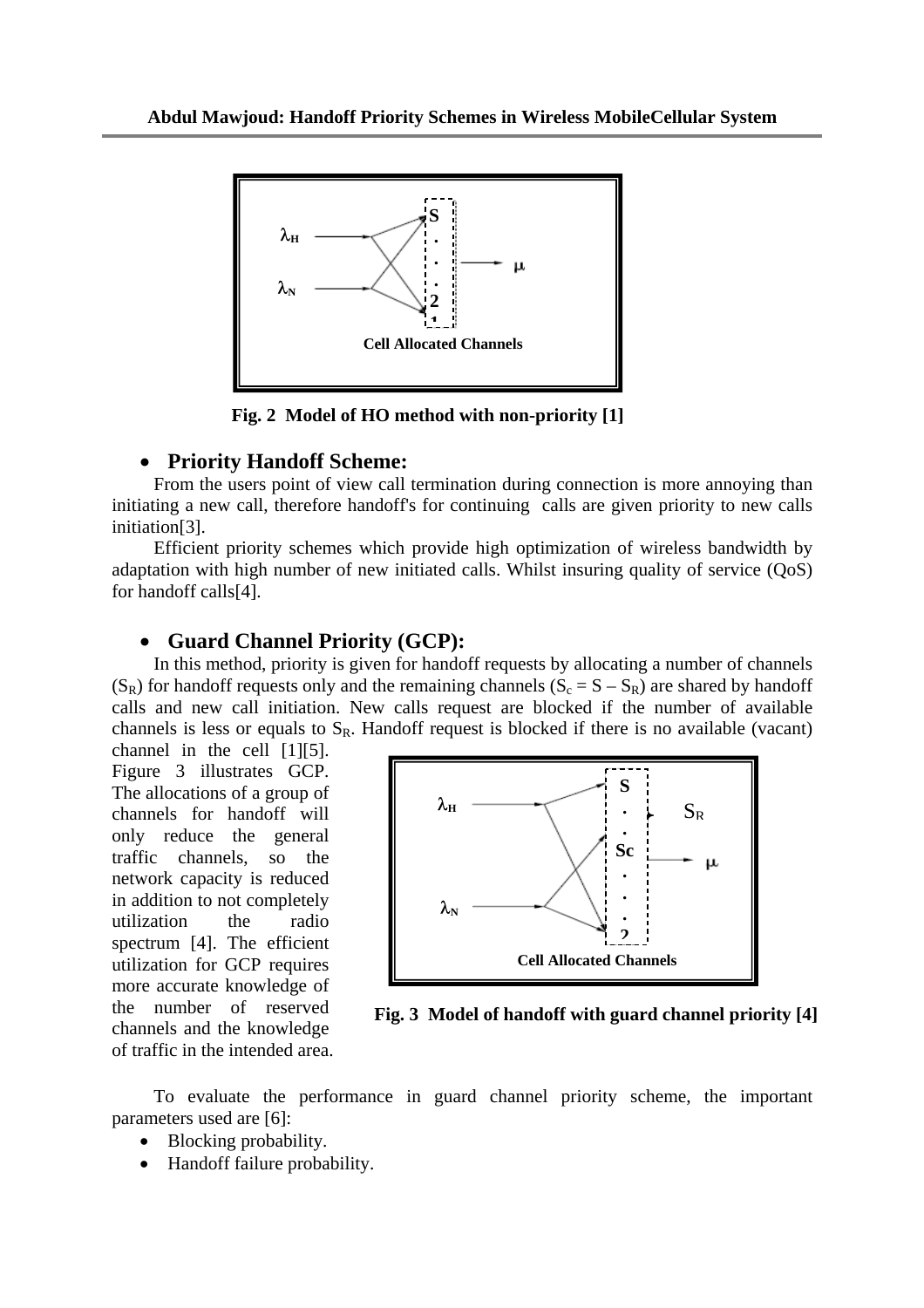Fig. 2 Model of HO method with non-priority [1]

- **Priority Handoff Scheme:**

From the users point of view call termination during connection is more annoying than initiating a new call, therefore handoff's for continuing calls are given priority to new calls initiation[3].

Efficient priority schemes which provide high optimization of wireless bandwidth by adaptation with high number of new initiated calls. Whilst insuring quality of service (QoS) for handoff calls[4].

- **Guard Channel Priority (GCP):**

In this method, priority is given for handoff requests by allocating a number of channels ($S_R$) for handoff requests only and the remaining channels ($S_c = S - S_R$) are shared by handoff calls and new call initiation. New calls request are blocked if the number of available channels is less or equals to $S_R$. Handoff request is blocked if there is no available (vacant) channel in the cell [1][5]. Figure 3 illustrates GCP. The allocations of a group of channels for handoff will only reduce the general traffic channels, so the network capacity is reduced in addition to not completely utilization the radio spectrum [4]. The efficient utilization for GCP requires more accurate knowledge of the number of reserved channels and the knowledge of traffic in the intended area.

Fig. 3 Model of handoff with guard channel priority [4]

To evaluate the performance in guard channel priority scheme, the important parameters used are [6]:

- Blocking probability.
- Handoff failure probability.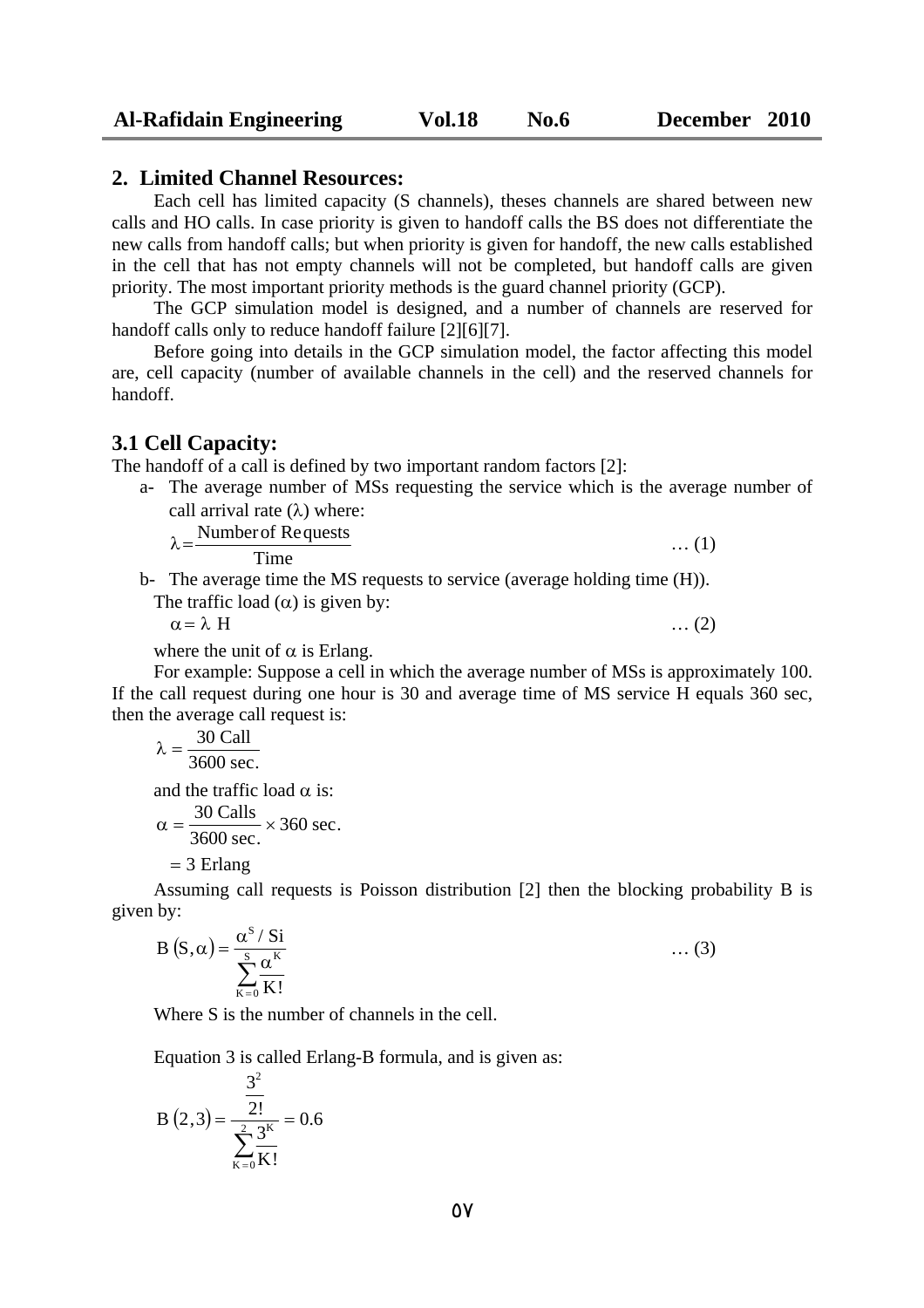## 2. Limited Channel Resources:

Each cell has limited capacity (S channels), theses channels are shared between new calls and HO calls. In case priority is given to handoff calls the BS does not differentiate the new calls from handoff calls; but when priority is given for handoff, the new calls established in the cell that has not empty channels will not be completed, but handoff calls are given priority. The most important priority methods is the guard channel priority (GCP).

The GCP simulation model is designed, and a number of channels are reserved for handoff calls only to reduce handoff failure [2][6][7].

Before going into details in the GCP simulation model, the factor affecting this model are, cell capacity (number of available channels in the cell) and the reserved channels for handoff.

### 3.1 Cell Capacity:

The handoff of a call is defined by two important random factors [2]:

a- The average number of MSs requesting the service which is the average number of call arrival rate ($\lambda$) where:

$$\lambda = \frac{\text{Number of Requests}}{\text{Time}} \qquad \dots (1)$$

b- The average time the MS requests to service (average holding time (H)).

The traffic load ($\alpha$) is given by:

$$\alpha = \lambda \ H \qquad \dots (2)$$

where the unit of $\alpha$ is Erlang.

For example: Suppose a cell in which the average number of MSs is approximately 100. If the call request during one hour is 30 and average time of MS service H equals 360 sec, then the average call request is:

$$\lambda = \frac{30 \text{ Call}}{3600 \text{ sec.}}$$

and the traffic load $\alpha$ is:

$$\alpha = \frac{30 \text{ Calls}}{3600 \text{ sec.}} \times 360 \text{ sec.}$$

$$= 3 \text{ Erlang}$$

Assuming call requests is Poisson distribution [2] then the blocking probability B is given by:

$$B\left(S,\alpha\right) = \frac{\alpha^{S} / Si}{\sum_{K=0}^{S} \frac{\alpha^{K}}{K!}} \qquad \dots (3)$$

Where S is the number of channels in the cell.

Equation 3 is called Erlang-B formula, and is given as:

$$B\left(2,3\right) = \frac{\frac{3^{2}}{2!}}{\sum_{K=0}^{2} \frac{3^{K}}{K!}} = 0.6$$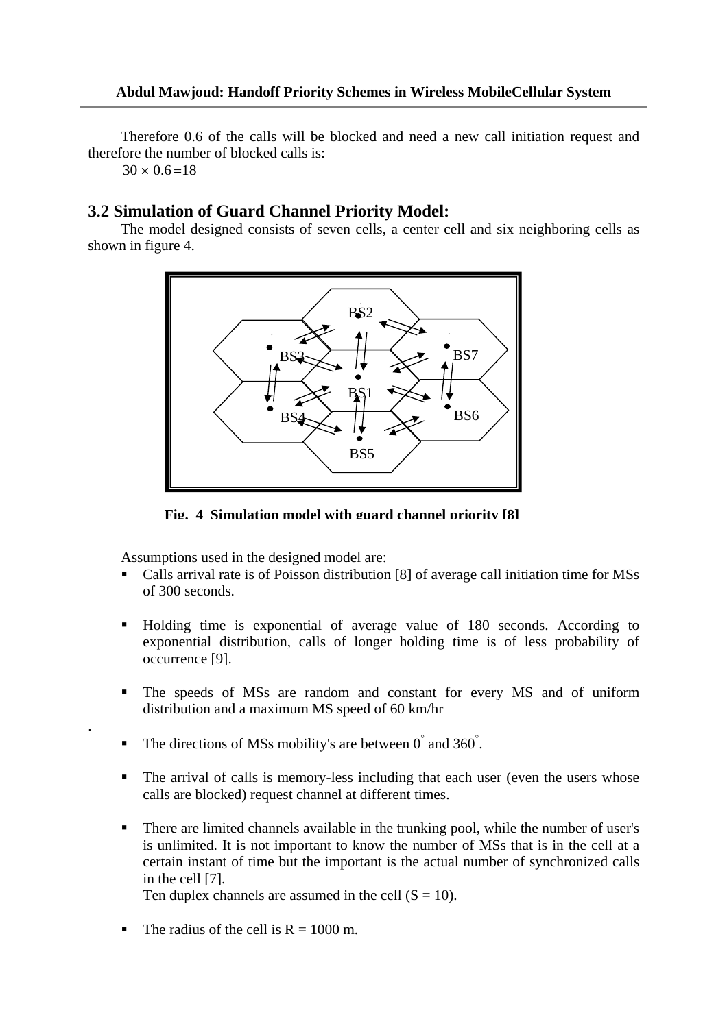Therefore 0.6 of the calls will be blocked and need a new call initiation request and therefore the number of blocked calls is:

$30 \times 0.6 = 18$

## 3.2 Simulation of Guard Channel Priority Model:

The model designed consists of seven cells, a center cell and six neighboring cells as shown in figure 4.

**Fig. 4 Simulation model with guard channel priority [8]**

Assumptions used in the designed model are:

- Calls arrival rate is of Poisson distribution [8] of average call initiation time for MSs of 300 seconds.
- Holding time is exponential of average value of 180 seconds. According to exponential distribution, calls of longer holding time is of less probability of occurrence [9].
- The speeds of MSs are random and constant for every MS and of uniform distribution and a maximum MS speed of 60 km/hr
- The directions of MSs mobility's are between $0^{\circ}$ and $360^{\circ}$.
- The arrival of calls is memory-less including that each user (even the users whose calls are blocked) request channel at different times.
- There are limited channels available in the trunking pool, while the number of user's is unlimited. It is not important to know the number of MSs that is in the cell at a certain instant of time but the important is the actual number of synchronized calls in the cell [7].
  Ten duplex channels are assumed in the cell (S = 10).
- The radius of the cell is R = 1000 m.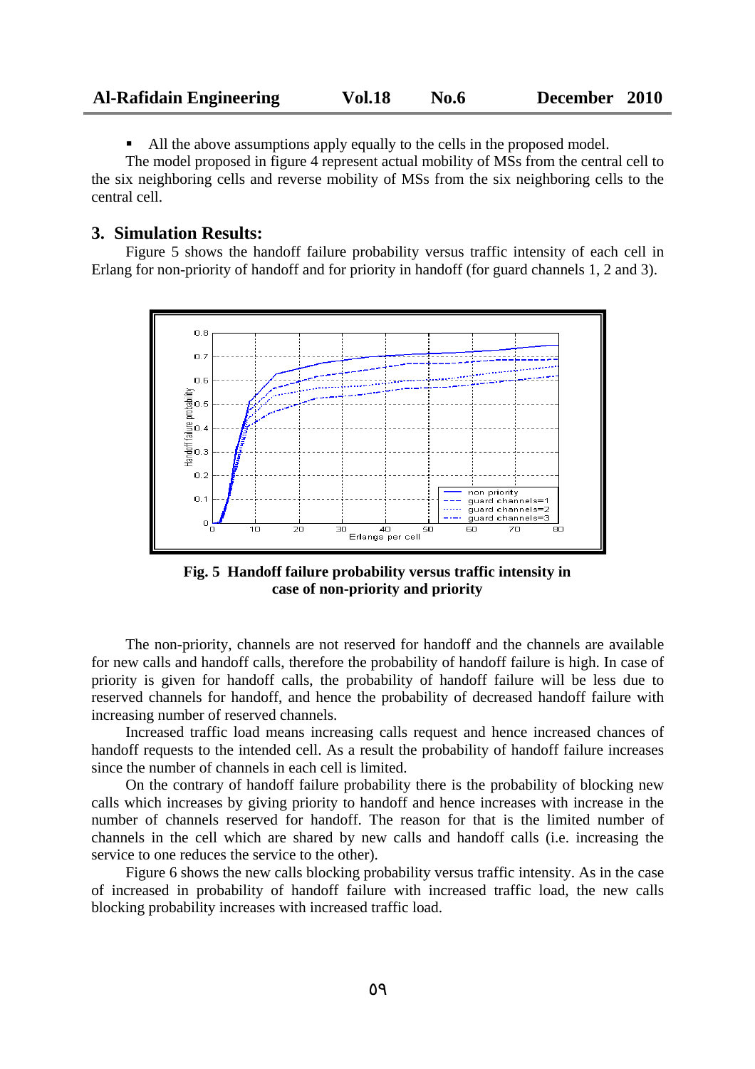- All the above assumptions apply equally to the cells in the proposed model.

The model proposed in figure 4 represent actual mobility of MSs from the central cell to the six neighboring cells and reverse mobility of MSs from the six neighboring cells to the central cell.

## 3. Simulation Results:

Figure 5 shows the handoff failure probability versus traffic intensity of each cell in Erlang for non-priority of handoff and for priority in handoff (for guard channels 1, 2 and 3).

**Fig. 5 Handoff failure probability versus traffic intensity in case of non-priority and priority**

The non-priority, channels are not reserved for handoff and the channels are available for new calls and handoff calls, therefore the probability of handoff failure is high. In case of priority is given for handoff calls, the probability of handoff failure will be less due to reserved channels for handoff, and hence the probability of decreased handoff failure with increasing number of reserved channels.

Increased traffic load means increasing calls request and hence increased chances of handoff requests to the intended cell. As a result the probability of handoff failure increases since the number of channels in each cell is limited.

On the contrary of handoff failure probability there is the probability of blocking new calls which increases by giving priority to handoff and hence increases with increase in the number of channels reserved for handoff. The reason for that is the limited number of channels in the cell which are shared by new calls and handoff calls (i.e. increasing the service to one reduces the service to the other).

Figure 6 shows the new calls blocking probability versus traffic intensity. As in the case of increased in probability of handoff failure with increased traffic load, the new calls blocking probability increases with increased traffic load.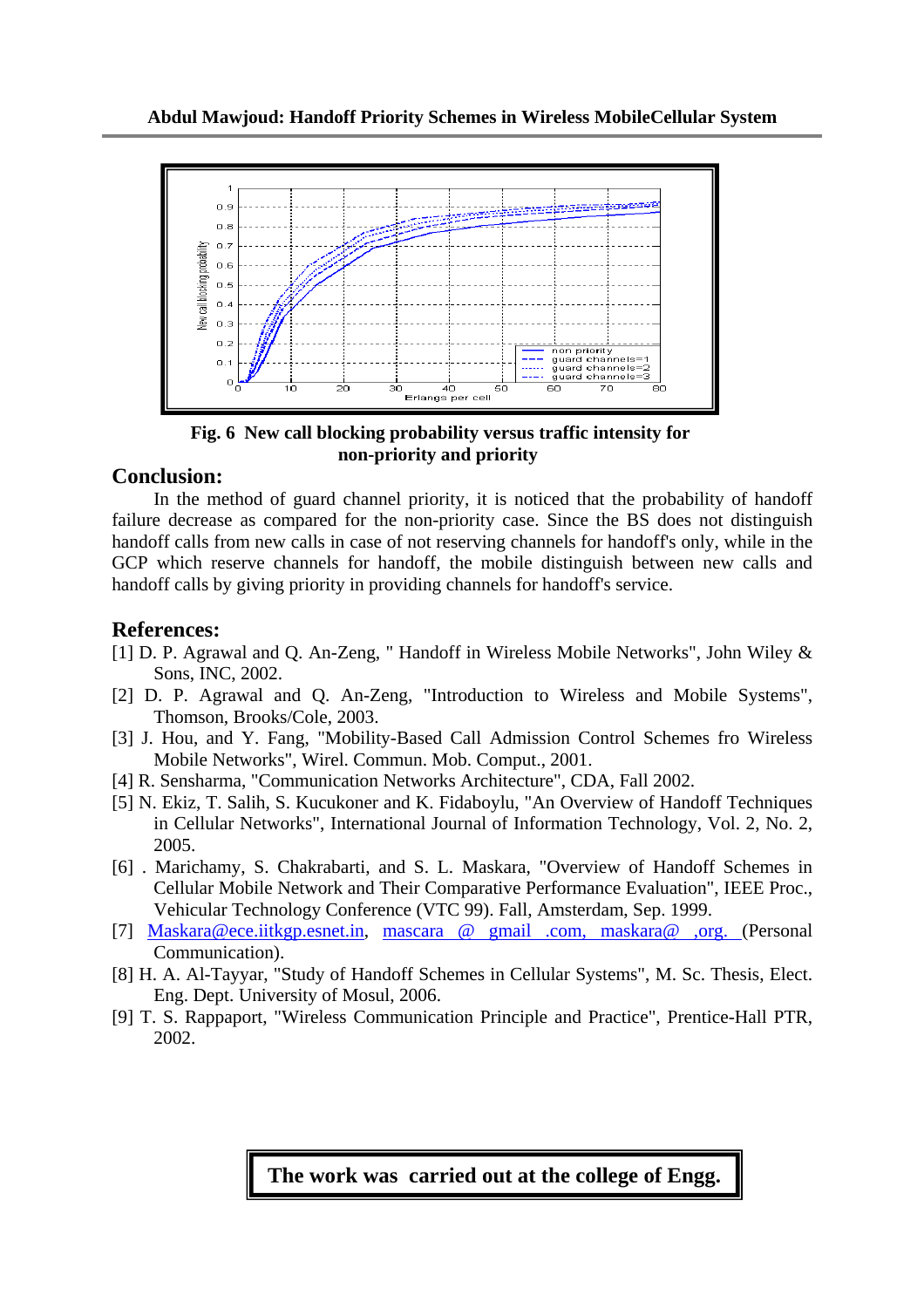1
0.9
0.8
0.7
0.6
0.5
0.4
0.3
0.2
0.1
0
0 10 20 30 40 50 60 70 80
Erlangs per cell
New call blocking probability
non priority
guard channels=1
guard channels=2
guard channels=3

**Fig. 6 New call blocking probability versus traffic intensity for non-priority and priority**

## Conclusion:

In the method of guard channel priority, it is noticed that the probability of handoff failure decrease as compared for the non-priority case. Since the BS does not distinguish handoff calls from new calls in case of not reserving channels for handoff's only, while in the GCP which reserve channels for handoff, the mobile distinguish between new calls and handoff calls by giving priority in providing channels for handoff's service.

## References:

[1] D. P. Agrawal and Q. An-Zeng, " Handoff in Wireless Mobile Networks", John Wiley & Sons, INC, 2002.

[2] D. P. Agrawal and Q. An-Zeng, "Introduction to Wireless and Mobile Systems", Thomson, Brooks/Cole, 2003.

[3] J. Hou, and Y. Fang, "Mobility-Based Call Admission Control Schemes fro Wireless Mobile Networks", Wirel. Commun. Mob. Comput., 2001.

[4] R. Sensharma, "Communication Networks Architecture", CDA, Fall 2002.

[5] N. Ekiz, T. Salih, S. Kucukoner and K. Fidaboylu, "An Overview of Handoff Techniques in Cellular Networks", International Journal of Information Technology, Vol. 2, No. 2, 2005.

[6] . Marichamy, S. Chakrabarti, and S. L. Maskara, "Overview of Handoff Schemes in Cellular Mobile Network and Their Comparative Performance Evaluation", IEEE Proc., Vehicular Technology Conference (VTC 99). Fall, Amsterdam, Sep. 1999.

[7] Maskara@ece.iitkgp.esnet.in, mascara @ gmail .com, maskara@ ,org. (Personal Communication).

[8] H. A. Al-Tayyar, "Study of Handoff Schemes in Cellular Systems", M. Sc. Thesis, Elect. Eng. Dept. University of Mosul, 2006.

[9] T. S. Rappaport, "Wireless Communication Principle and Practice", Prentice-Hall PTR, 2002.

**The work was carried out at the college of Engg.**